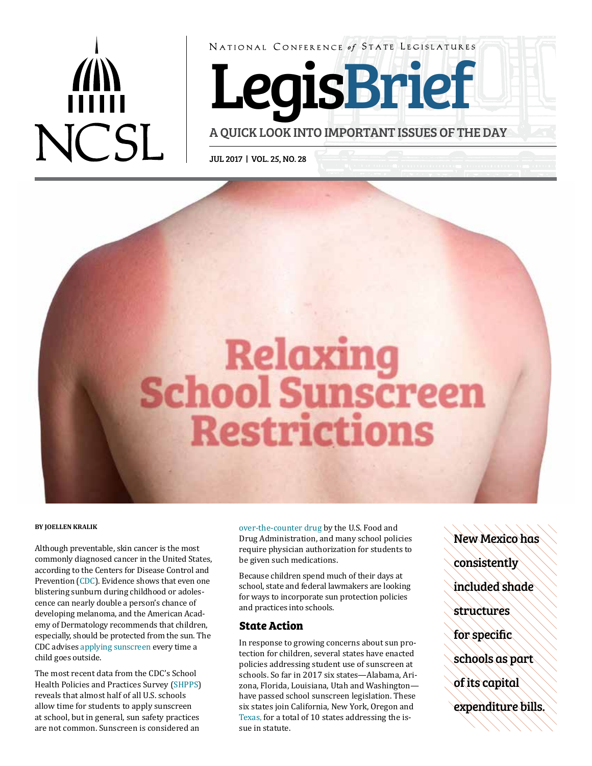National Conference of State Legislatures

# LegisBrief

A QUICK LOOK INTO IMPORTANT ISSUES OF THE DAY

JUL 2017 | VOL. 25, NO. 28

# Relaxing School Sunscreen Restrictions

**BY JOELLEN KRALIK**

Although preventable, skin cancer is the most commonly diagnosed cancer in the United States, according to the Centers for Disease Control and Prevention (CDC). Evidence shows that even one blistering sunburn during childhood or adolescence can nearly double a person's chance of developing melanoma, and the American Academy of Dermatology recommends that children, especially, should be protected from the sun. The CDC advises applying sunscreen every time a child goes outside.

The most recent data from the CDC's School Health Policies and Practices Survey (SHPPS) reveals that almost half of all U.S. schools allow time for students to apply sunscreen at school, but in general, sun safety practices are not common. Sunscreen is considered an over-the-counter drug by the U.S. Food and Drug Administration, and many school policies require physician authorization for students to be given such medications.

Because children spend much of their days at school, state and federal lawmakers are looking for ways to incorporate sun protection policies and practices into schools.

## State Action

In response to growing concerns about sun protection for children, several states have enacted policies addressing student use of sunscreen at schools. So far in 2017 six states—Alabama, Arizona, Florida, Louisiana, Utah and Washington—have passed school sunscreen legislation. These six states join California, New York, Oregon and Texas, for a total of 10 states addressing the issue in statute.

*New Mexico has consistently included shade structures for specific schools as part of its capital expenditure bills.*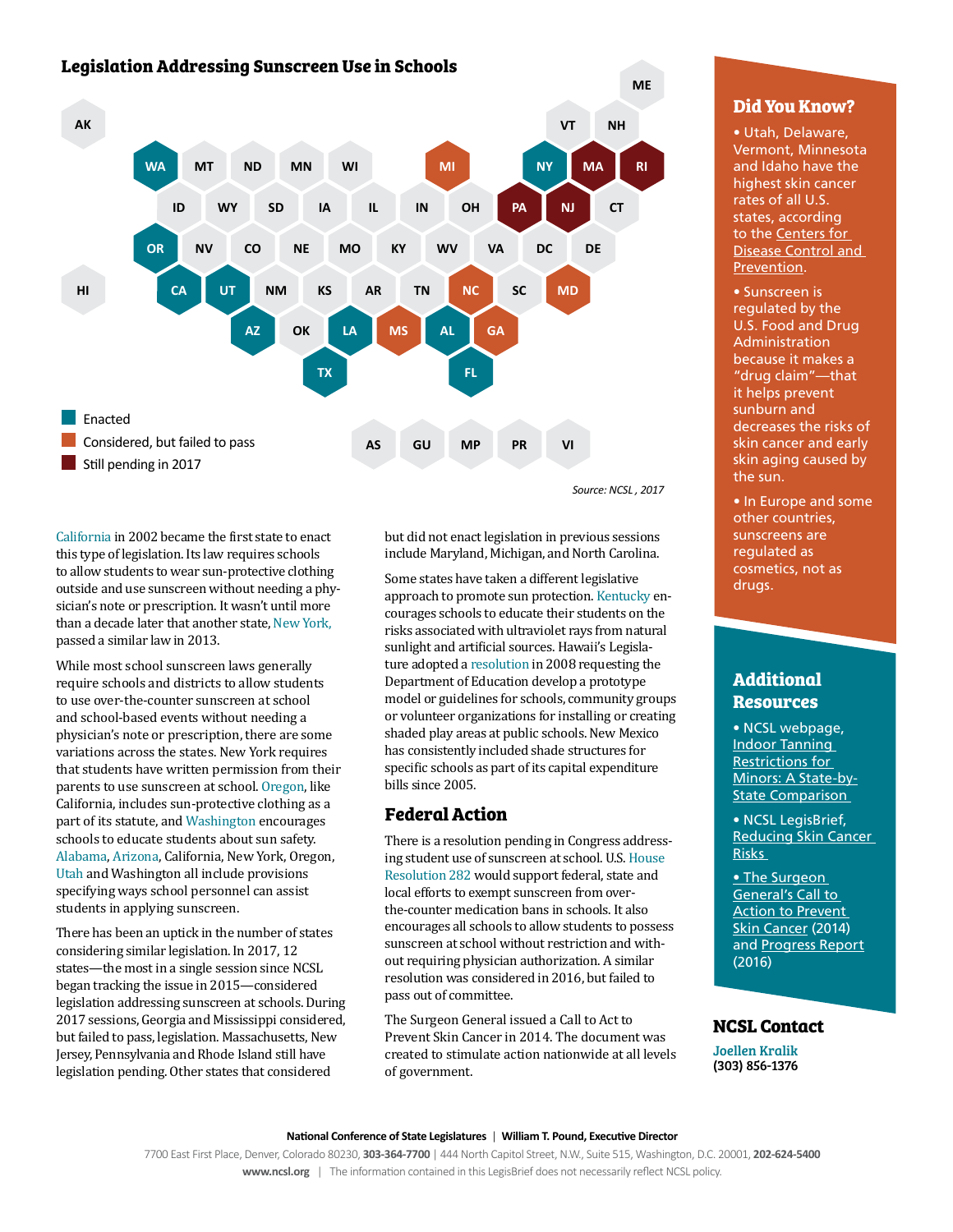## Legislation Addressing Sunscreen Use in Schools

AK
HI
ME
VT NH
WA MT ND MN WI MI NY MA RI
ID WY SD IA IL IN OH PA NJ CT
OR NV CO NE MO KY WV VA DC DE
CA UT NM KS AR TN NC SC MD
AZ OK LA MS AL GA
TX FL

Enacted
Considered, but failed to pass
Still pending in 2017

AS GU MP PR VI

*Source: NCSL, 2017*

California in 2002 became the first state to enact this type of legislation. Its law requires schools to allow students to wear sun-protective clothing outside and use sunscreen without needing a physician's note or prescription. It wasn't until more than a decade later that another state, New York, passed a similar law in 2013.

While most school sunscreen laws generally require schools and districts to allow students to use over-the-counter sunscreen at school and school-based events without needing a physician's note or prescription, there are some variations across the states. New York requires that students have written permission from their parents to use sunscreen at school. Oregon, like California, includes sun-protective clothing as a part of its statute, and Washington encourages schools to educate students about sun safety. Alabama, Arizona, California, New York, Oregon, Utah and Washington all include provisions specifying ways school personnel can assist students in applying sunscreen.

There has been an uptick in the number of states considering similar legislation. In 2017, 12 states—the most in a single session since NCSL began tracking the issue in 2015—considered legislation addressing sunscreen at schools. During 2017 sessions, Georgia and Mississippi considered, but failed to pass, legislation. Massachusetts, New Jersey, Pennsylvania and Rhode Island still have legislation pending. Other states that considered but did not enact legislation in previous sessions include Maryland, Michigan, and North Carolina.

Some states have taken a different legislative approach to promote sun protection. Kentucky encourages schools to educate their students on the risks associated with ultraviolet rays from natural sunlight and artificial sources. Hawaii's Legislature adopted a resolution in 2008 requesting the Department of Education develop a prototype model or guidelines for schools, community groups or volunteer organizations for installing or creating shaded play areas at public schools. New Mexico has consistently included shade structures for specific schools as part of its capital expenditure bills since 2005.

## Federal Action

There is a resolution pending in Congress addressing student use of sunscreen at school. U.S. House Resolution 282 would support federal, state and local efforts to exempt sunscreen from over-the-counter medication bans in schools. It also encourages all schools to allow students to possess sunscreen at school without restriction and without requiring physician authorization. A similar resolution was considered in 2016, but failed to pass out of committee.

The Surgeon General issued a Call to Act to Prevent Skin Cancer in 2014. The document was created to stimulate action nationwide at all levels of government.

## Did You Know?

- Utah, Delaware, Vermont, Minnesota and Idaho have the highest skin cancer rates of all U.S. states, according to the Centers for Disease Control and Prevention.
- Sunscreen is regulated by the U.S. Food and Drug Administration because it makes a "drug claim"—that it helps prevent sunburn and decreases the risks of skin cancer and early skin aging caused by the sun.
- In Europe and some other countries, sunscreens are regulated as cosmetics, not as drugs.

## Additional Resources

- NCSL webpage, Indoor Tanning Restrictions for Minors: A State-by-State Comparison
- NCSL LegisBrief, Reducing Skin Cancer Risks
- The Surgeon General's Call to Action to Prevent Skin Cancer (2014) and Progress Report (2016)

## NCSL Contact

Joellen Kralik
(303) 856-1376

**National Conference of State Legislatures** | **William T. Pound, Executive Director**

7700 East First Place, Denver, Colorado 80230, **303-364-7700** | 444 North Capitol Street, N.W., Suite 515, Washington, D.C. 20001, **202-624-5400**

**www.ncsl.org** | The information contained in this LegisBrief does not necessarily reflect NCSL policy.